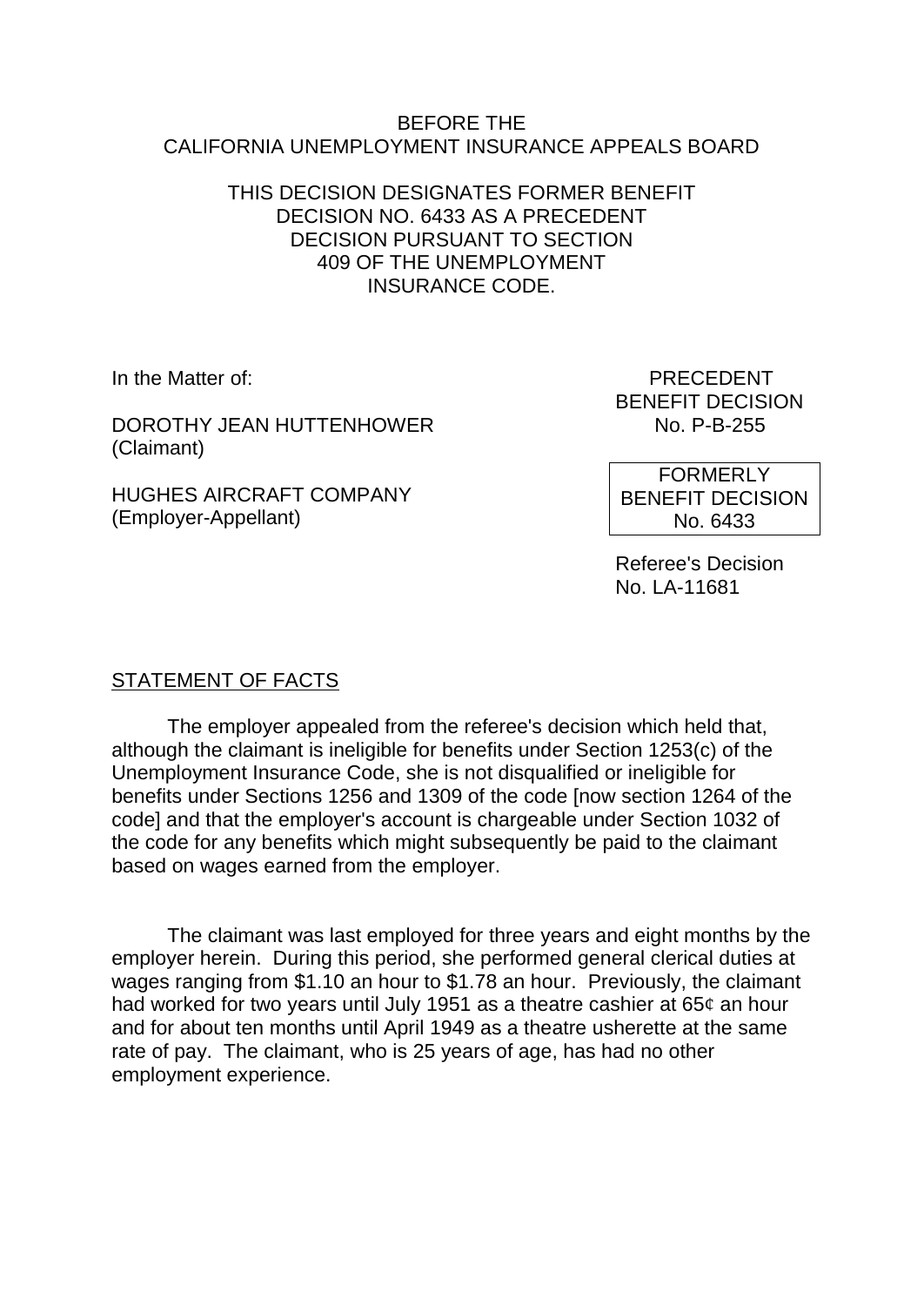BEFORE THE
CALIFORNIA UNEMPLOYMENT INSURANCE APPEALS BOARD

THIS DECISION DESIGNATES FORMER BENEFIT DECISION NO. 6433 AS A PRECEDENT DECISION PURSUANT TO SECTION 409 OF THE UNEMPLOYMENT INSURANCE CODE.

In the Matter of:

DOROTHY JEAN HUTTENHOWER
(Claimant)

HUGHES AIRCRAFT COMPANY
(Employer-Appellant)

PRECEDENT
BENEFIT DECISION
No. P-B-255

FORMERLY
BENEFIT DECISION
No. 6433

Referee's Decision
No. LA-11681

## STATEMENT OF FACTS

The employer appealed from the referee's decision which held that, although the claimant is ineligible for benefits under Section 1253(c) of the Unemployment Insurance Code, she is not disqualified or ineligible for benefits under Sections 1256 and 1309 of the code [now section 1264 of the code] and that the employer's account is chargeable under Section 1032 of the code for any benefits which might subsequently be paid to the claimant based on wages earned from the employer.

The claimant was last employed for three years and eight months by the employer herein. During this period, she performed general clerical duties at wages ranging from $1.10 an hour to $1.78 an hour. Previously, the claimant had worked for two years until July 1951 as a theatre cashier at 65¢ an hour and for about ten months until April 1949 as a theatre usherette at the same rate of pay. The claimant, who is 25 years of age, has had no other employment experience.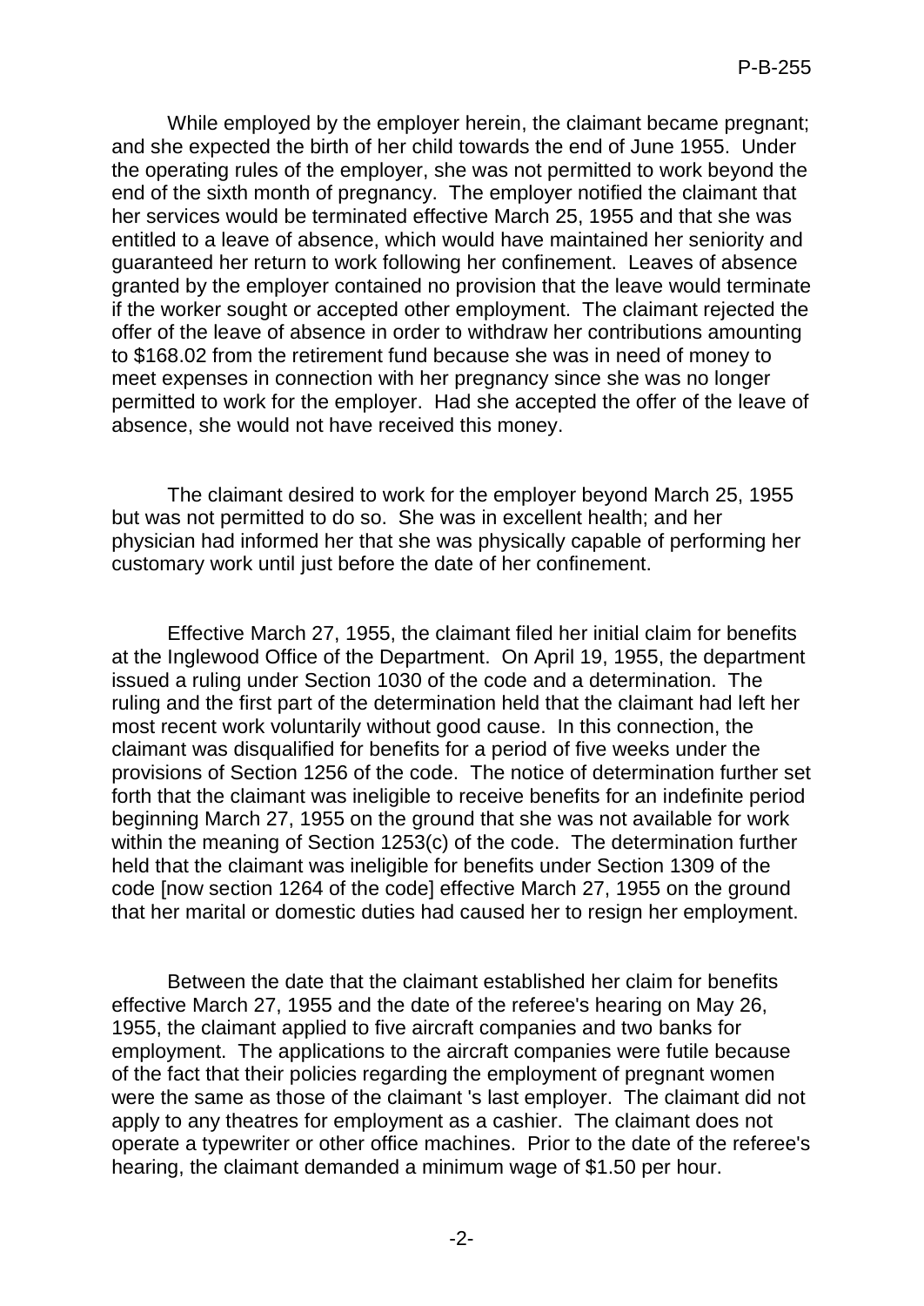While employed by the employer herein, the claimant became pregnant; and she expected the birth of her child towards the end of June 1955. Under the operating rules of the employer, she was not permitted to work beyond the end of the sixth month of pregnancy. The employer notified the claimant that her services would be terminated effective March 25, 1955 and that she was entitled to a leave of absence, which would have maintained her seniority and guaranteed her return to work following her confinement. Leaves of absence granted by the employer contained no provision that the leave would terminate if the worker sought or accepted other employment. The claimant rejected the offer of the leave of absence in order to withdraw her contributions amounting to $168.02 from the retirement fund because she was in need of money to meet expenses in connection with her pregnancy since she was no longer permitted to work for the employer. Had she accepted the offer of the leave of absence, she would not have received this money.

The claimant desired to work for the employer beyond March 25, 1955 but was not permitted to do so. She was in excellent health; and her physician had informed her that she was physically capable of performing her customary work until just before the date of her confinement.

Effective March 27, 1955, the claimant filed her initial claim for benefits at the Inglewood Office of the Department. On April 19, 1955, the department issued a ruling under Section 1030 of the code and a determination. The ruling and the first part of the determination held that the claimant had left her most recent work voluntarily without good cause. In this connection, the claimant was disqualified for benefits for a period of five weeks under the provisions of Section 1256 of the code. The notice of determination further set forth that the claimant was ineligible to receive benefits for an indefinite period beginning March 27, 1955 on the ground that she was not available for work within the meaning of Section 1253(c) of the code. The determination further held that the claimant was ineligible for benefits under Section 1309 of the code [now section 1264 of the code] effective March 27, 1955 on the ground that her marital or domestic duties had caused her to resign her employment.

Between the date that the claimant established her claim for benefits effective March 27, 1955 and the date of the referee's hearing on May 26, 1955, the claimant applied to five aircraft companies and two banks for employment. The applications to the aircraft companies were futile because of the fact that their policies regarding the employment of pregnant women were the same as those of the claimant 's last employer. The claimant did not apply to any theatres for employment as a cashier. The claimant does not operate a typewriter or other office machines. Prior to the date of the referee's hearing, the claimant demanded a minimum wage of $1.50 per hour.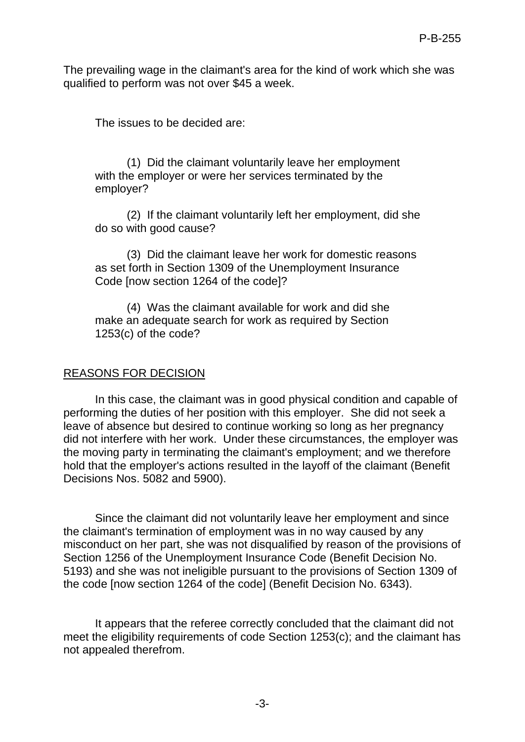The prevailing wage in the claimant's area for the kind of work which she was qualified to perform was not over $45 a week.

The issues to be decided are:

(1) Did the claimant voluntarily leave her employment with the employer or were her services terminated by the employer?

(2) If the claimant voluntarily left her employment, did she do so with good cause?

(3) Did the claimant leave her work for domestic reasons as set forth in Section 1309 of the Unemployment Insurance Code [now section 1264 of the code]?

(4) Was the claimant available for work and did she make an adequate search for work as required by Section 1253(c) of the code?

## REASONS FOR DECISION

In this case, the claimant was in good physical condition and capable of performing the duties of her position with this employer. She did not seek a leave of absence but desired to continue working so long as her pregnancy did not interfere with her work. Under these circumstances, the employer was the moving party in terminating the claimant's employment; and we therefore hold that the employer's actions resulted in the layoff of the claimant (Benefit Decisions Nos. 5082 and 5900).

Since the claimant did not voluntarily leave her employment and since the claimant's termination of employment was in no way caused by any misconduct on her part, she was not disqualified by reason of the provisions of Section 1256 of the Unemployment Insurance Code (Benefit Decision No. 5193) and she was not ineligible pursuant to the provisions of Section 1309 of the code [now section 1264 of the code] (Benefit Decision No. 6343).

It appears that the referee correctly concluded that the claimant did not meet the eligibility requirements of code Section 1253(c); and the claimant has not appealed therefrom.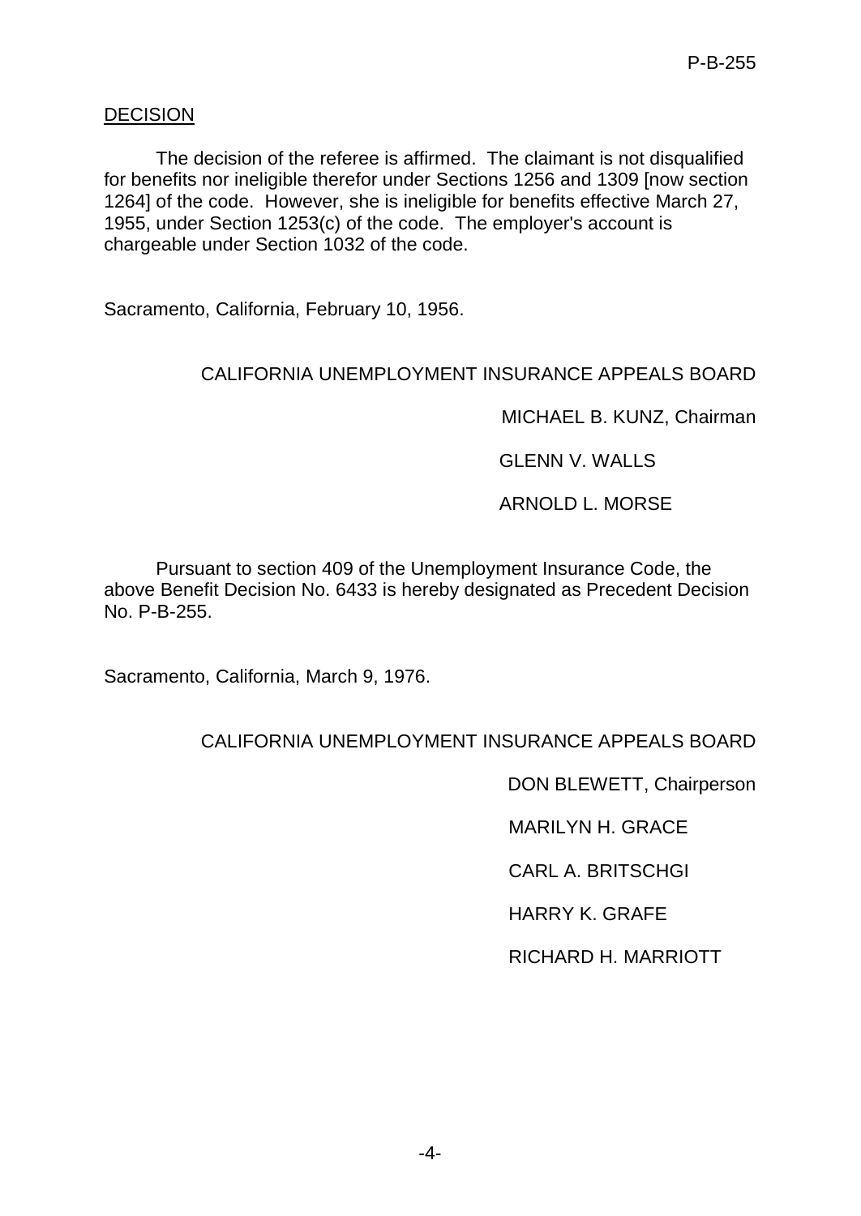## DECISION

The decision of the referee is affirmed. The claimant is not disqualified for benefits nor ineligible therefor under Sections 1256 and 1309 [now section 1264] of the code. However, she is ineligible for benefits effective March 27, 1955, under Section 1253(c) of the code. The employer's account is chargeable under Section 1032 of the code.

Sacramento, California, February 10, 1956.

CALIFORNIA UNEMPLOYMENT INSURANCE APPEALS BOARD

MICHAEL B. KUNZ, Chairman

GLENN V. WALLS

ARNOLD L. MORSE

Pursuant to section 409 of the Unemployment Insurance Code, the above Benefit Decision No. 6433 is hereby designated as Precedent Decision No. P-B-255.

Sacramento, California, March 9, 1976.

CALIFORNIA UNEMPLOYMENT INSURANCE APPEALS BOARD

DON BLEWETT, Chairperson

MARILYN H. GRACE

CARL A. BRITSCHGI

HARRY K. GRAFE

RICHARD H. MARRIOTT